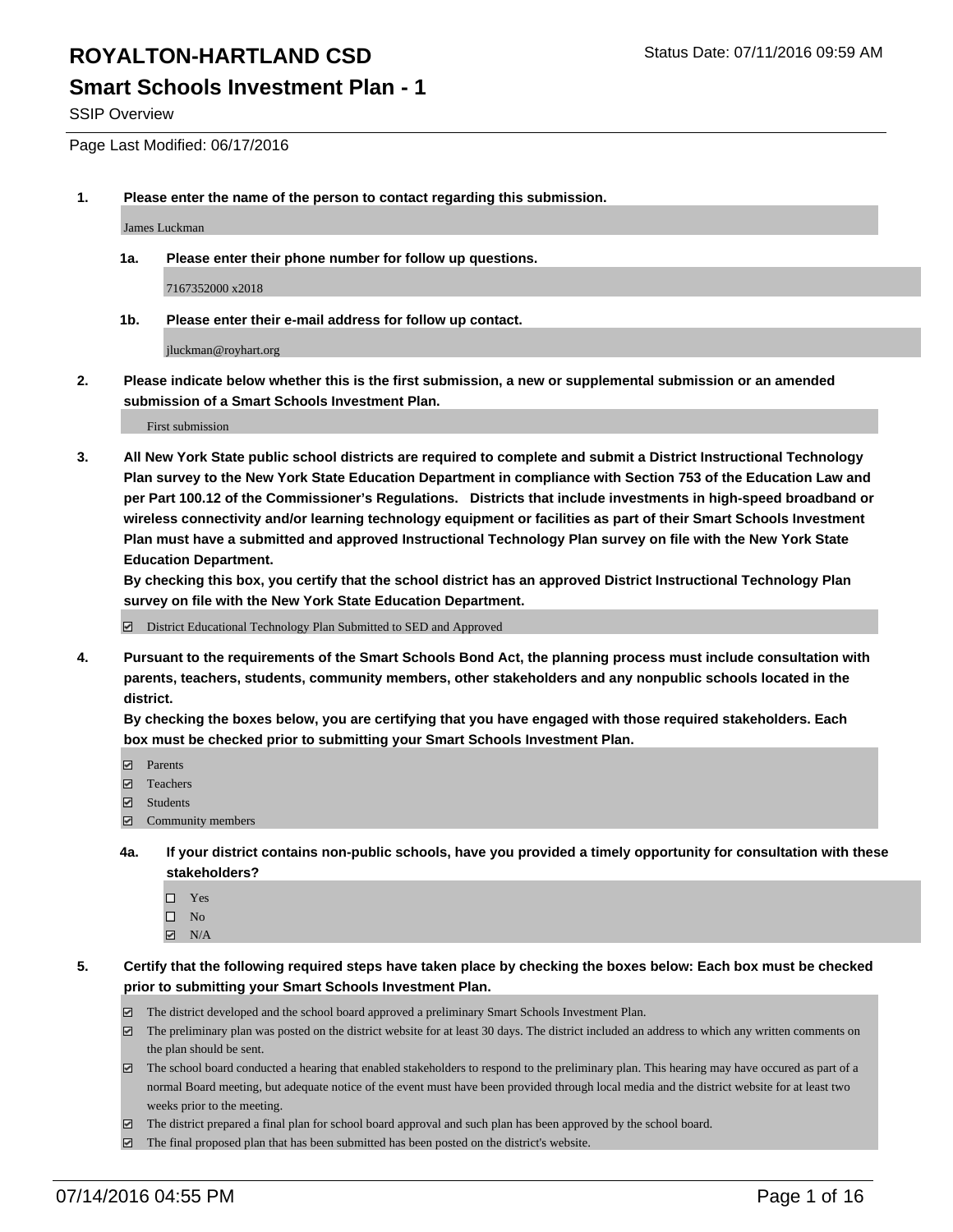# ROYALTON-HARTLAND CSD

Status Date: 07/11/2016 09:59 AM

## Smart Schools Investment Plan - 1

SSIP Overview

Page Last Modified: 06/17/2016

1. **Please enter the name of the person to contact regarding this submission.**

   James Luckman

   1a. **Please enter their phone number for follow up questions.**

   7167352000 x2018

   1b. **Please enter their e-mail address for follow up contact.**

   jluckman@royhart.org

2. **Please indicate below whether this is the first submission, a new or supplemental submission or an amended submission of a Smart Schools Investment Plan.**

   First submission

3. **All New York State public school districts are required to complete and submit a District Instructional Technology Plan survey to the New York State Education Department in compliance with Section 753 of the Education Law and per Part 100.12 of the Commissioner's Regulations. Districts that include investments in high-speed broadband or wireless connectivity and/or learning technology equipment or facilities as part of their Smart Schools Investment Plan must have a submitted and approved Instructional Technology Plan survey on file with the New York State Education Department.**
   **By checking this box, you certify that the school district has an approved District Instructional Technology Plan survey on file with the New York State Education Department.**

   ☑ District Educational Technology Plan Submitted to SED and Approved

4. **Pursuant to the requirements of the Smart Schools Bond Act, the planning process must include consultation with parents, teachers, students, community members, other stakeholders and any nonpublic schools located in the district.**
   **By checking the boxes below, you are certifying that you have engaged with those required stakeholders. Each box must be checked prior to submitting your Smart Schools Investment Plan.**

   ☑ Parents
   ☑ Teachers
   ☑ Students
   ☑ Community members

   4a. **If your district contains non-public schools, have you provided a timely opportunity for consultation with these stakeholders?**

   ☐ Yes
   ☐ No
   ☑ N/A

5. **Certify that the following required steps have taken place by checking the boxes below: Each box must be checked prior to submitting your Smart Schools Investment Plan.**

   ☑ The district developed and the school board approved a preliminary Smart Schools Investment Plan.
   ☑ The preliminary plan was posted on the district website for at least 30 days. The district included an address to which any written comments on the plan should be sent.
   ☑ The school board conducted a hearing that enabled stakeholders to respond to the preliminary plan. This hearing may have occured as part of a normal Board meeting, but adequate notice of the event must have been provided through local media and the district website for at least two weeks prior to the meeting.
   ☑ The district prepared a final plan for school board approval and such plan has been approved by the school board.
   ☑ The final proposed plan that has been submitted has been posted on the district's website.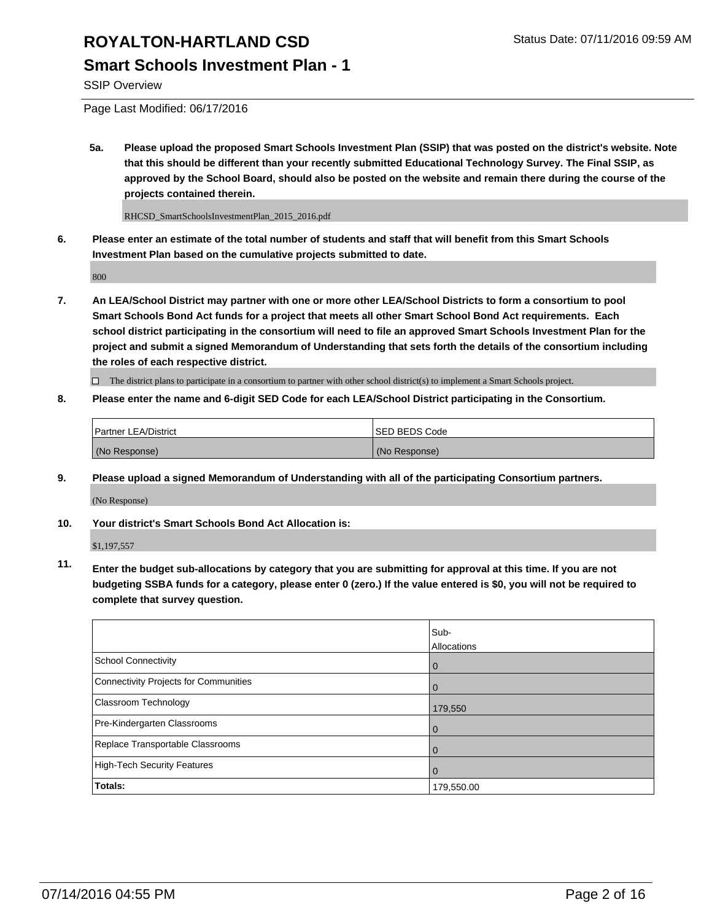# ROYALTON-HARTLAND CSD

Status Date: 07/11/2016 09:59 AM

## Smart Schools Investment Plan - 1

SSIP Overview

Page Last Modified: 06/17/2016

**5a. Please upload the proposed Smart Schools Investment Plan (SSIP) that was posted on the district's website. Note that this should be different than your recently submitted Educational Technology Survey. The Final SSIP, as approved by the School Board, should also be posted on the website and remain there during the course of the projects contained therein.**

RHCSD_SmartSchoolsInvestmentPlan_2015_2016.pdf

**6. Please enter an estimate of the total number of students and staff that will benefit from this Smart Schools Investment Plan based on the cumulative projects submitted to date.**

800

**7. An LEA/School District may partner with one or more other LEA/School Districts to form a consortium to pool Smart Schools Bond Act funds for a project that meets all other Smart School Bond Act requirements. Each school district participating in the consortium will need to file an approved Smart Schools Investment Plan for the project and submit a signed Memorandum of Understanding that sets forth the details of the consortium including the roles of each respective district.**

☐ The district plans to participate in a consortium to partner with other school district(s) to implement a Smart Schools project.

**8. Please enter the name and 6-digit SED Code for each LEA/School District participating in the Consortium.**

| Partner LEA/District | SED BEDS Code |
|---|---|
| (No Response) | (No Response) |

**9. Please upload a signed Memorandum of Understanding with all of the participating Consortium partners.**

(No Response)

**10. Your district's Smart Schools Bond Act Allocation is:**

$1,197,557

**11. Enter the budget sub-allocations by category that you are submitting for approval at this time. If you are not budgeting SSBA funds for a category, please enter 0 (zero.) If the value entered is $0, you will not be required to complete that survey question.**

| | Sub-Allocations |
|---|---|
| School Connectivity | 0 |
| Connectivity Projects for Communities | 0 |
| Classroom Technology | 179,550 |
| Pre-Kindergarten Classrooms | 0 |
| Replace Transportable Classrooms | 0 |
| High-Tech Security Features | 0 |
| **Totals:** | 179,550.00 |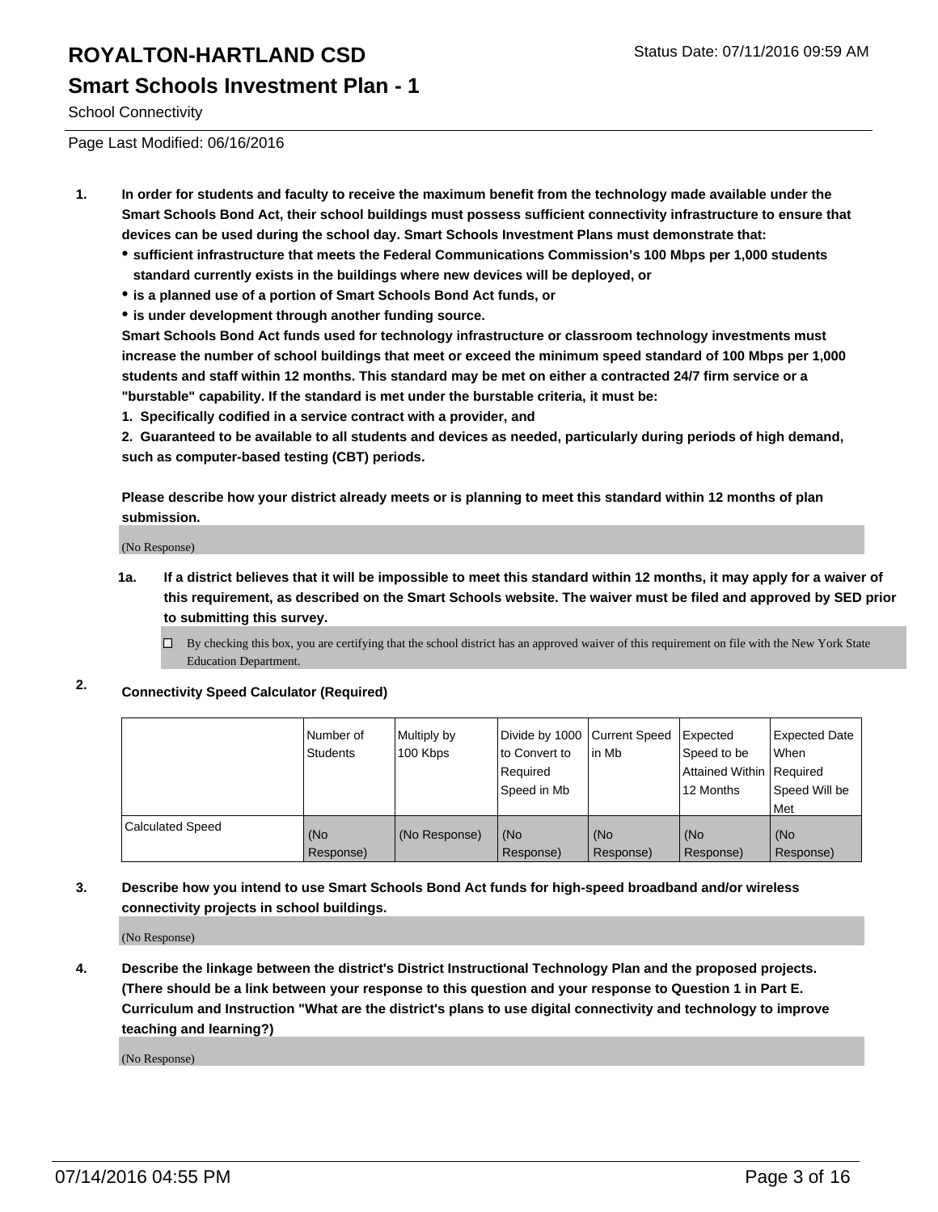# ROYALTON-HARTLAND CSD

Status Date: 07/11/2016 09:59 AM

## Smart Schools Investment Plan - 1

School Connectivity

Page Last Modified: 06/16/2016

1. **In order for students and faculty to receive the maximum benefit from the technology made available under the Smart Schools Bond Act, their school buildings must possess sufficient connectivity infrastructure to ensure that devices can be used during the school day. Smart Schools Investment Plans must demonstrate that:**
   - **sufficient infrastructure that meets the Federal Communications Commission's 100 Mbps per 1,000 students standard currently exists in the buildings where new devices will be deployed, or**
   - **is a planned use of a portion of Smart Schools Bond Act funds, or**
   - **is under development through another funding source.**

   **Smart Schools Bond Act funds used for technology infrastructure or classroom technology investments must increase the number of school buildings that meet or exceed the minimum speed standard of 100 Mbps per 1,000 students and staff within 12 months. This standard may be met on either a contracted 24/7 firm service or a "burstable" capability. If the standard is met under the burstable criteria, it must be:**

   **1. Specifically codified in a service contract with a provider, and**

   **2. Guaranteed to be available to all students and devices as needed, particularly during periods of high demand, such as computer-based testing (CBT) periods.**

   **Please describe how your district already meets or is planning to meet this standard within 12 months of plan submission.**

   (No Response)

   **1a. If a district believes that it will be impossible to meet this standard within 12 months, it may apply for a waiver of this requirement, as described on the Smart Schools website. The waiver must be filed and approved by SED prior to submitting this survey.**

   ☐ By checking this box, you are certifying that the school district has an approved waiver of this requirement on file with the New York State Education Department.

2. **Connectivity Speed Calculator (Required)**

| | Number of Students | Multiply by 100 Kbps | Divide by 1000 to Convert to Required Speed in Mb | Current Speed in Mb | Expected Speed to be Attained Within 12 Months | Expected Date When Required Speed Will be Met |
|---|---|---|---|---|---|---|
| Calculated Speed | (No Response) | (No Response) | (No Response) | (No Response) | (No Response) | (No Response) |

3. **Describe how you intend to use Smart Schools Bond Act funds for high-speed broadband and/or wireless connectivity projects in school buildings.**

   (No Response)

4. **Describe the linkage between the district's District Instructional Technology Plan and the proposed projects. (There should be a link between your response to this question and your response to Question 1 in Part E. Curriculum and Instruction "What are the district's plans to use digital connectivity and technology to improve teaching and learning?)**

   (No Response)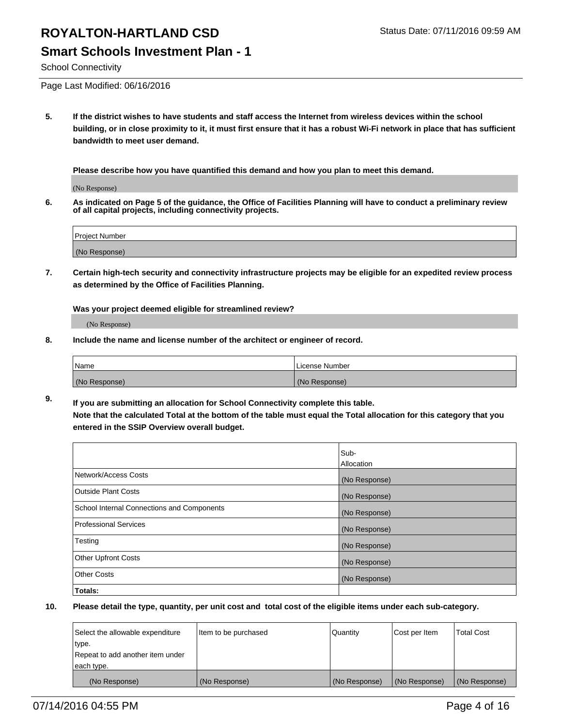# ROYALTON-HARTLAND CSD

Status Date: 07/11/2016 09:59 AM

## Smart Schools Investment Plan - 1

School Connectivity

Page Last Modified: 06/16/2016

**5. If the district wishes to have students and staff access the Internet from wireless devices within the school building, or in close proximity to it, it must first ensure that it has a robust Wi-Fi network in place that has sufficient bandwidth to meet user demand.**

**Please describe how you have quantified this demand and how you plan to meet this demand.**

(No Response)

**6. As indicated on Page 5 of the guidance, the Office of Facilities Planning will have to conduct a preliminary review of all capital projects, including connectivity projects.**

| Project Number |
|---|
| (No Response) |

**7. Certain high-tech security and connectivity infrastructure projects may be eligible for an expedited review process as determined by the Office of Facilities Planning.**

**Was your project deemed eligible for streamlined review?**

(No Response)

**8. Include the name and license number of the architect or engineer of record.**

| Name | License Number |
|---|---|
| (No Response) | (No Response) |

**9. If you are submitting an allocation for School Connectivity complete this table.**
**Note that the calculated Total at the bottom of the table must equal the Total allocation for this category that you entered in the SSIP Overview overall budget.**

| | Sub-Allocation |
|---|---|
| Network/Access Costs | (No Response) |
| Outside Plant Costs | (No Response) |
| School Internal Connections and Components | (No Response) |
| Professional Services | (No Response) |
| Testing | (No Response) |
| Other Upfront Costs | (No Response) |
| Other Costs | (No Response) |
| **Totals:** | |

**10. Please detail the type, quantity, per unit cost and total cost of the eligible items under each sub-category.**

| Select the allowable expenditure type. Repeat to add another item under each type. | Item to be purchased | Quantity | Cost per Item | Total Cost |
|---|---|---|---|---|
| (No Response) | (No Response) | (No Response) | (No Response) | (No Response) |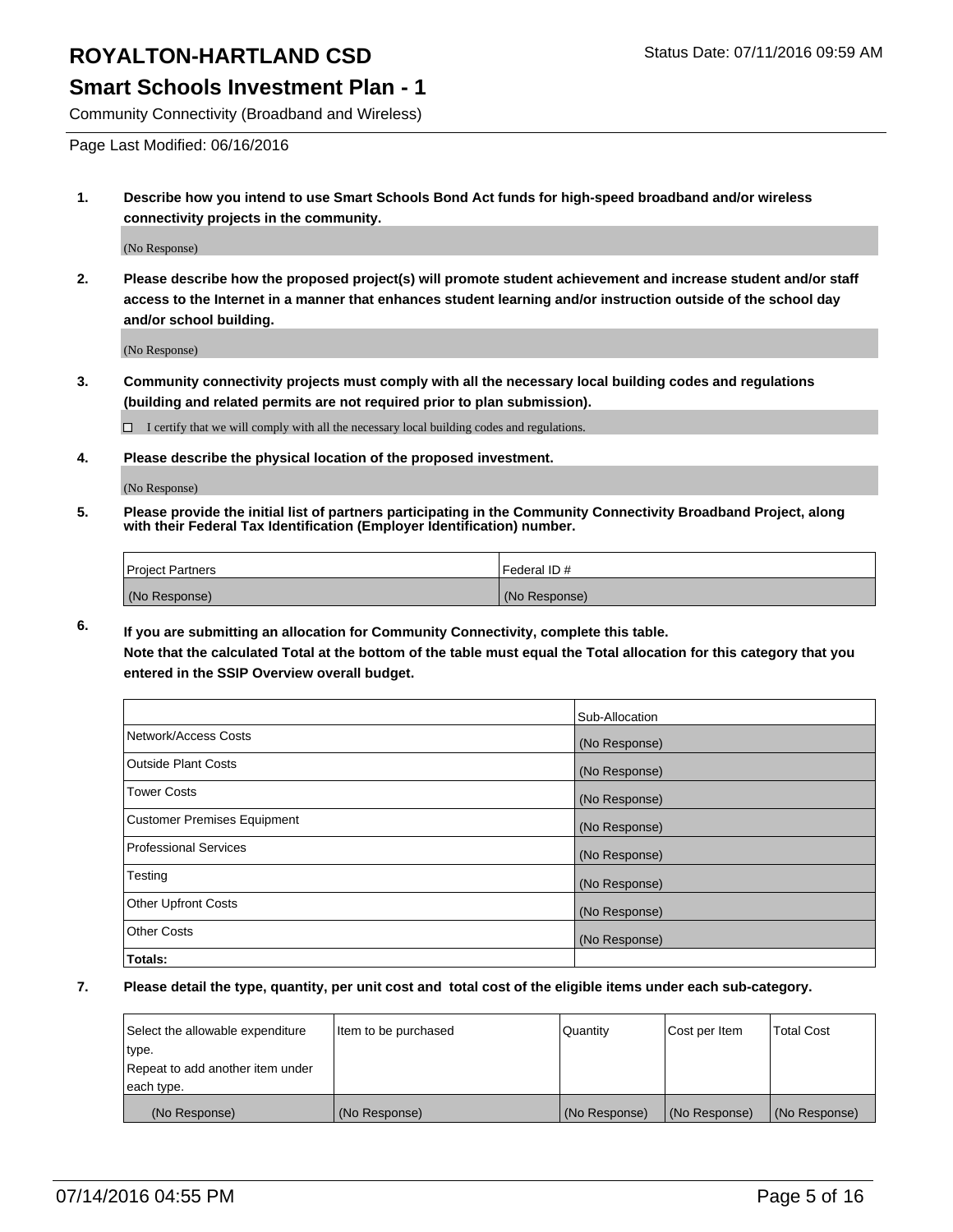# ROYALTON-HARTLAND CSD

Status Date: 07/11/2016 09:59 AM

## Smart Schools Investment Plan - 1

Community Connectivity (Broadband and Wireless)

Page Last Modified: 06/16/2016

**1. Describe how you intend to use Smart Schools Bond Act funds for high-speed broadband and/or wireless connectivity projects in the community.**

(No Response)

**2. Please describe how the proposed project(s) will promote student achievement and increase student and/or staff access to the Internet in a manner that enhances student learning and/or instruction outside of the school day and/or school building.**

(No Response)

**3. Community connectivity projects must comply with all the necessary local building codes and regulations (building and related permits are not required prior to plan submission).**

☐ I certify that we will comply with all the necessary local building codes and regulations.

**4. Please describe the physical location of the proposed investment.**

(No Response)

**5. Please provide the initial list of partners participating in the Community Connectivity Broadband Project, along with their Federal Tax Identification (Employer Identification) number.**

| Project Partners | Federal ID # |
|---|---|
| (No Response) | (No Response) |

**6. If you are submitting an allocation for Community Connectivity, complete this table.**
**Note that the calculated Total at the bottom of the table must equal the Total allocation for this category that you entered in the SSIP Overview overall budget.**

| | Sub-Allocation |
|---|---|
| Network/Access Costs | (No Response) |
| Outside Plant Costs | (No Response) |
| Tower Costs | (No Response) |
| Customer Premises Equipment | (No Response) |
| Professional Services | (No Response) |
| Testing | (No Response) |
| Other Upfront Costs | (No Response) |
| Other Costs | (No Response) |
| **Totals:** | |

**7. Please detail the type, quantity, per unit cost and total cost of the eligible items under each sub-category.**

| Select the allowable expenditure type. Repeat to add another item under each type. | Item to be purchased | Quantity | Cost per Item | Total Cost |
|---|---|---|---|---|
| (No Response) | (No Response) | (No Response) | (No Response) | (No Response) |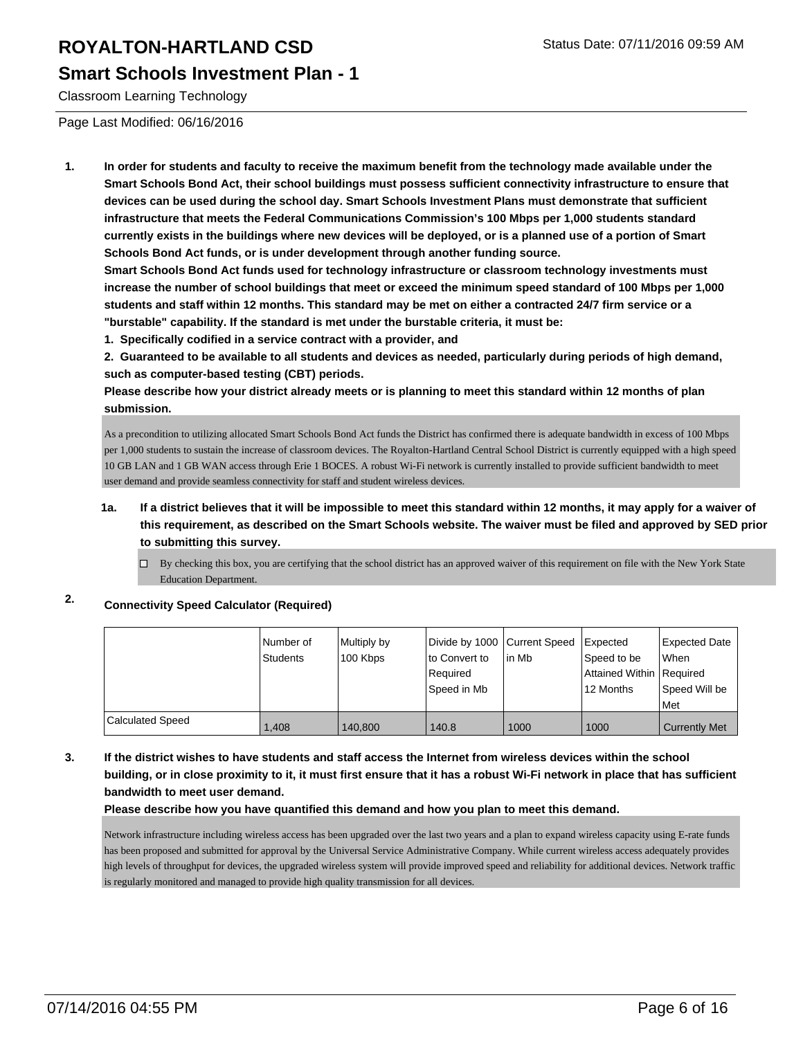# ROYALTON-HARTLAND CSD

Status Date: 07/11/2016 09:59 AM

## Smart Schools Investment Plan - 1

Classroom Learning Technology

Page Last Modified: 06/16/2016

**1. In order for students and faculty to receive the maximum benefit from the technology made available under the Smart Schools Bond Act, their school buildings must possess sufficient connectivity infrastructure to ensure that devices can be used during the school day. Smart Schools Investment Plans must demonstrate that sufficient infrastructure that meets the Federal Communications Commission's 100 Mbps per 1,000 students standard currently exists in the buildings where new devices will be deployed, or is a planned use of a portion of Smart Schools Bond Act funds, or is under development through another funding source.**

**Smart Schools Bond Act funds used for technology infrastructure or classroom technology investments must increase the number of school buildings that meet or exceed the minimum speed standard of 100 Mbps per 1,000 students and staff within 12 months. This standard may be met on either a contracted 24/7 firm service or a "burstable" capability. If the standard is met under the burstable criteria, it must be:**

**1. Specifically codified in a service contract with a provider, and**

**2. Guaranteed to be available to all students and devices as needed, particularly during periods of high demand, such as computer-based testing (CBT) periods.**

**Please describe how your district already meets or is planning to meet this standard within 12 months of plan submission.**

As a precondition to utilizing allocated Smart Schools Bond Act funds the District has confirmed there is adequate bandwidth in excess of 100 Mbps per 1,000 students to sustain the increase of classroom devices. The Royalton-Hartland Central School District is currently equipped with a high speed 10 GB LAN and 1 GB WAN access through Erie 1 BOCES. A robust Wi-Fi network is currently installed to provide sufficient bandwidth to meet user demand and provide seamless connectivity for staff and student wireless devices.

**1a. If a district believes that it will be impossible to meet this standard within 12 months, it may apply for a waiver of this requirement, as described on the Smart Schools website. The waiver must be filed and approved by SED prior to submitting this survey.**

☐ By checking this box, you are certifying that the school district has an approved waiver of this requirement on file with the New York State Education Department.

**2. Connectivity Speed Calculator (Required)**

| | Number of Students | Multiply by 100 Kbps | Divide by 1000 to Convert to Required Speed in Mb | Current Speed in Mb | Expected Speed to be Attained Within 12 Months | Expected Date When Required Speed Will be Met |
|---|---|---|---|---|---|---|
| Calculated Speed | 1,408 | 140,800 | 140.8 | 1000 | 1000 | Currently Met |

**3. If the district wishes to have students and staff access the Internet from wireless devices within the school building, or in close proximity to it, it must first ensure that it has a robust Wi-Fi network in place that has sufficient bandwidth to meet user demand.**

**Please describe how you have quantified this demand and how you plan to meet this demand.**

Network infrastructure including wireless access has been upgraded over the last two years and a plan to expand wireless capacity using E-rate funds has been proposed and submitted for approval by the Universal Service Administrative Company. While current wireless access adequately provides high levels of throughput for devices, the upgraded wireless system will provide improved speed and reliability for additional devices. Network traffic is regularly monitored and managed to provide high quality transmission for all devices.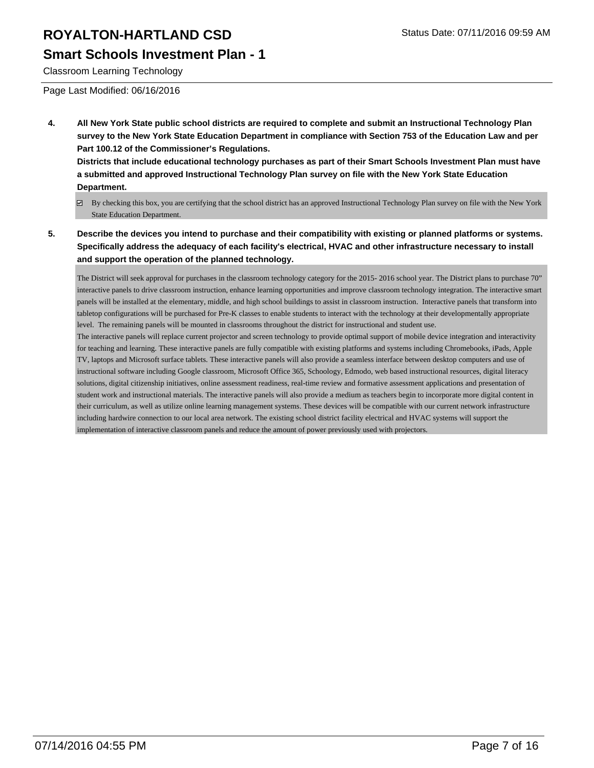4. **All New York State public school districts are required to complete and submit an Instructional Technology Plan survey to the New York State Education Department in compliance with Section 753 of the Education Law and per Part 100.12 of the Commissioner's Regulations.**
   **Districts that include educational technology purchases as part of their Smart Schools Investment Plan must have a submitted and approved Instructional Technology Plan survey on file with the New York State Education Department.**

   ☑ By checking this box, you are certifying that the school district has an approved Instructional Technology Plan survey on file with the New York State Education Department.

5. **Describe the devices you intend to purchase and their compatibility with existing or planned platforms or systems. Specifically address the adequacy of each facility's electrical, HVAC and other infrastructure necessary to install and support the operation of the planned technology.**

   The District will seek approval for purchases in the classroom technology category for the 2015- 2016 school year. The District plans to purchase 70" interactive panels to drive classroom instruction, enhance learning opportunities and improve classroom technology integration. The interactive smart panels will be installed at the elementary, middle, and high school buildings to assist in classroom instruction. Interactive panels that transform into tabletop configurations will be purchased for Pre-K classes to enable students to interact with the technology at their developmentally appropriate level. The remaining panels will be mounted in classrooms throughout the district for instructional and student use.
   The interactive panels will replace current projector and screen technology to provide optimal support of mobile device integration and interactivity for teaching and learning. These interactive panels are fully compatible with existing platforms and systems including Chromebooks, iPads, Apple TV, laptops and Microsoft surface tablets. These interactive panels will also provide a seamless interface between desktop computers and use of instructional software including Google classroom, Microsoft Office 365, Schoology, Edmodo, web based instructional resources, digital literacy solutions, digital citizenship initiatives, online assessment readiness, real-time review and formative assessment applications and presentation of student work and instructional materials. The interactive panels will also provide a medium as teachers begin to incorporate more digital content in their curriculum, as well as utilize online learning management systems. These devices will be compatible with our current network infrastructure including hardwire connection to our local area network. The existing school district facility electrical and HVAC systems will support the implementation of interactive classroom panels and reduce the amount of power previously used with projectors.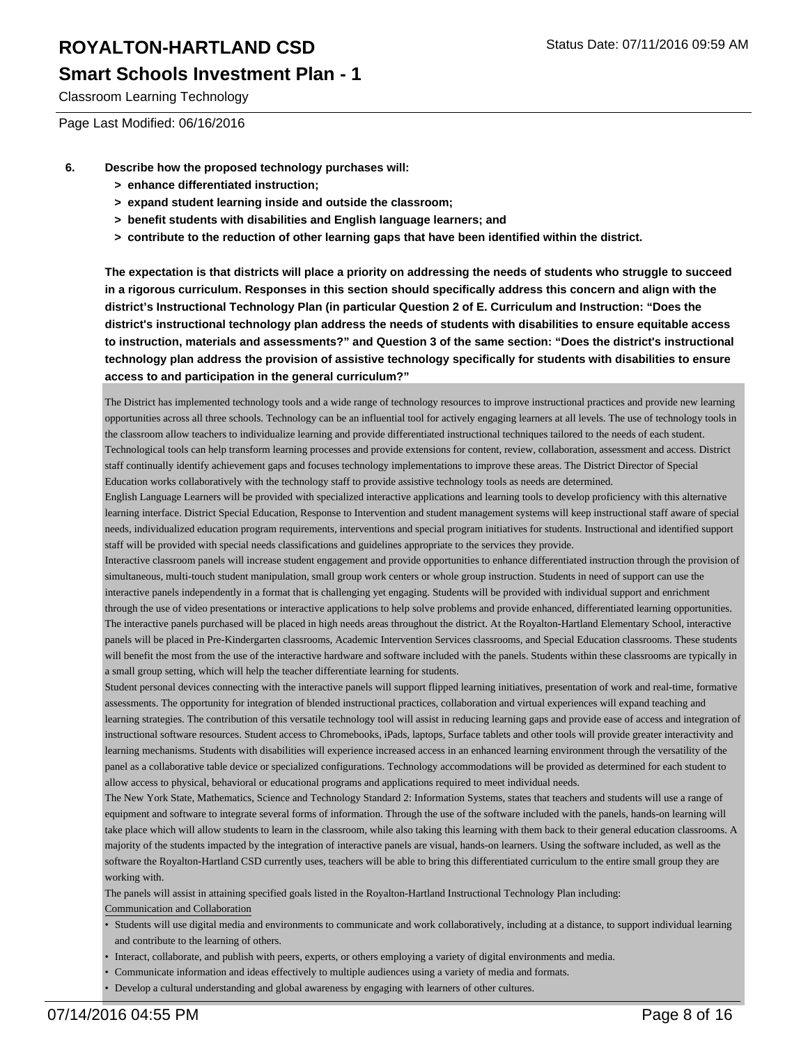## Smart Schools Investment Plan - 1

Classroom Learning Technology

Page Last Modified: 06/16/2016

**6. Describe how the proposed technology purchases will:**

- **> enhance differentiated instruction;**
- **> expand student learning inside and outside the classroom;**
- **> benefit students with disabilities and English language learners; and**
- **> contribute to the reduction of other learning gaps that have been identified within the district.**

**The expectation is that districts will place a priority on addressing the needs of students who struggle to succeed in a rigorous curriculum. Responses in this section should specifically address this concern and align with the district's Instructional Technology Plan (in particular Question 2 of E. Curriculum and Instruction: "Does the district's instructional technology plan address the needs of students with disabilities to ensure equitable access to instruction, materials and assessments?" and Question 3 of the same section: "Does the district's instructional technology plan address the provision of assistive technology specifically for students with disabilities to ensure access to and participation in the general curriculum?"**

The District has implemented technology tools and a wide range of technology resources to improve instructional practices and provide new learning opportunities across all three schools. Technology can be an influential tool for actively engaging learners at all levels. The use of technology tools in the classroom allow teachers to individualize learning and provide differentiated instructional techniques tailored to the needs of each student. Technological tools can help transform learning processes and provide extensions for content, review, collaboration, assessment and access. District staff continually identify achievement gaps and focuses technology implementations to improve these areas. The District Director of Special Education works collaboratively with the technology staff to provide assistive technology tools as needs are determined.

English Language Learners will be provided with specialized interactive applications and learning tools to develop proficiency with this alternative learning interface. District Special Education, Response to Intervention and student management systems will keep instructional staff aware of special needs, individualized education program requirements, interventions and special program initiatives for students. Instructional and identified support staff will be provided with special needs classifications and guidelines appropriate to the services they provide.

Interactive classroom panels will increase student engagement and provide opportunities to enhance differentiated instruction through the provision of simultaneous, multi-touch student manipulation, small group work centers or whole group instruction. Students in need of support can use the interactive panels independently in a format that is challenging yet engaging. Students will be provided with individual support and enrichment through the use of video presentations or interactive applications to help solve problems and provide enhanced, differentiated learning opportunities. The interactive panels purchased will be placed in high needs areas throughout the district. At the Royalton-Hartland Elementary School, interactive panels will be placed in Pre-Kindergarten classrooms, Academic Intervention Services classrooms, and Special Education classrooms. These students will benefit the most from the use of the interactive hardware and software included with the panels. Students within these classrooms are typically in a small group setting, which will help the teacher differentiate learning for students.

Student personal devices connecting with the interactive panels will support flipped learning initiatives, presentation of work and real-time, formative assessments. The opportunity for integration of blended instructional practices, collaboration and virtual experiences will expand teaching and learning strategies. The contribution of this versatile technology tool will assist in reducing learning gaps and provide ease of access and integration of instructional software resources. Student access to Chromebooks, iPads, laptops, Surface tablets and other tools will provide greater interactivity and learning mechanisms. Students with disabilities will experience increased access in an enhanced learning environment through the versatility of the panel as a collaborative table device or specialized configurations. Technology accommodations will be provided as determined for each student to allow access to physical, behavioral or educational programs and applications required to meet individual needs.

The New York State, Mathematics, Science and Technology Standard 2: Information Systems, states that teachers and students will use a range of equipment and software to integrate several forms of information. Through the use of the software included with the panels, hands-on learning will take place which will allow students to learn in the classroom, while also taking this learning with them back to their general education classrooms. A majority of the students impacted by the integration of interactive panels are visual, hands-on learners. Using the software included, as well as the software the Royalton-Hartland CSD currently uses, teachers will be able to bring this differentiated curriculum to the entire small group they are working with.

The panels will assist in attaining specified goals listed in the Royalton-Hartland Instructional Technology Plan including:

Communication and Collaboration

- Students will use digital media and environments to communicate and work collaboratively, including at a distance, to support individual learning and contribute to the learning of others.
- Interact, collaborate, and publish with peers, experts, or others employing a variety of digital environments and media.
- Communicate information and ideas effectively to multiple audiences using a variety of media and formats.
- Develop a cultural understanding and global awareness by engaging with learners of other cultures.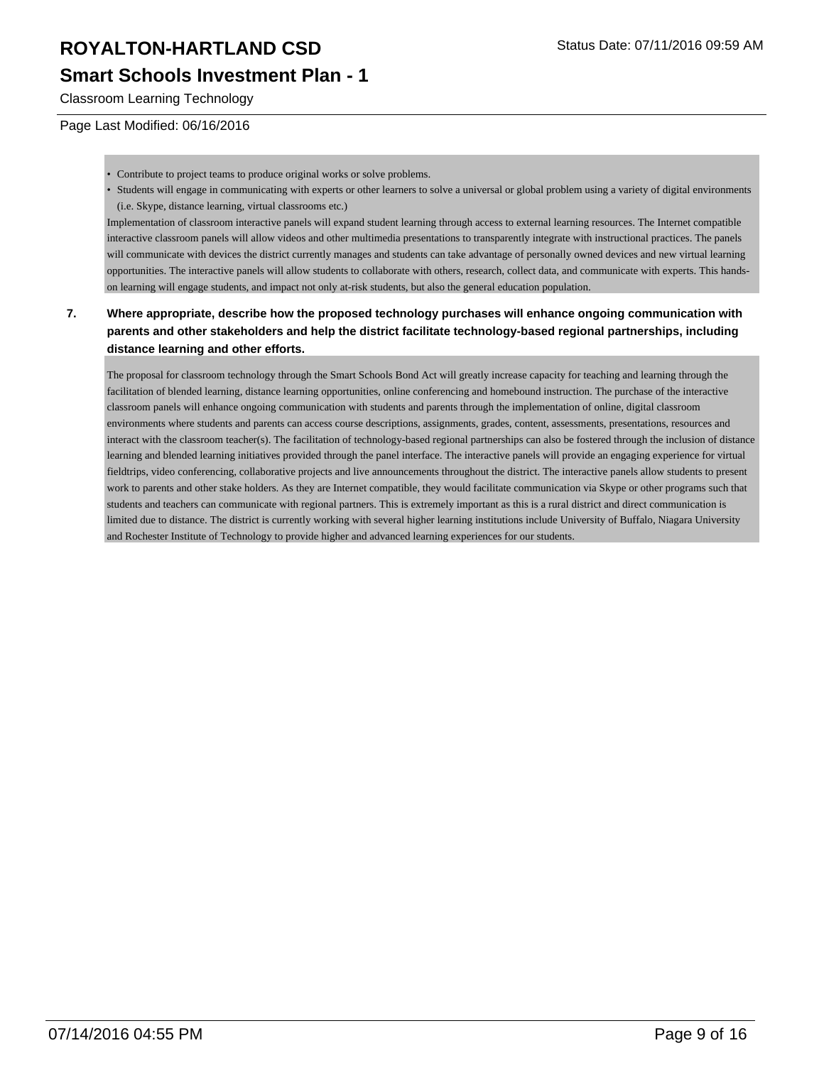- Contribute to project teams to produce original works or solve problems.
- Students will engage in communicating with experts or other learners to solve a universal or global problem using a variety of digital environments (i.e. Skype, distance learning, virtual classrooms etc.)

Implementation of classroom interactive panels will expand student learning through access to external learning resources. The Internet compatible interactive classroom panels will allow videos and other multimedia presentations to transparently integrate with instructional practices. The panels will communicate with devices the district currently manages and students can take advantage of personally owned devices and new virtual learning opportunities. The interactive panels will allow students to collaborate with others, research, collect data, and communicate with experts. This hands-on learning will engage students, and impact not only at-risk students, but also the general education population.

**7. Where appropriate, describe how the proposed technology purchases will enhance ongoing communication with parents and other stakeholders and help the district facilitate technology-based regional partnerships, including distance learning and other efforts.**

The proposal for classroom technology through the Smart Schools Bond Act will greatly increase capacity for teaching and learning through the facilitation of blended learning, distance learning opportunities, online conferencing and homebound instruction. The purchase of the interactive classroom panels will enhance ongoing communication with students and parents through the implementation of online, digital classroom environments where students and parents can access course descriptions, assignments, grades, content, assessments, presentations, resources and interact with the classroom teacher(s). The facilitation of technology-based regional partnerships can also be fostered through the inclusion of distance learning and blended learning initiatives provided through the panel interface. The interactive panels will provide an engaging experience for virtual fieldtrips, video conferencing, collaborative projects and live announcements throughout the district. The interactive panels allow students to present work to parents and other stake holders. As they are Internet compatible, they would facilitate communication via Skype or other programs such that students and teachers can communicate with regional partners. This is extremely important as this is a rural district and direct communication is limited due to distance. The district is currently working with several higher learning institutions include University of Buffalo, Niagara University and Rochester Institute of Technology to provide higher and advanced learning experiences for our students.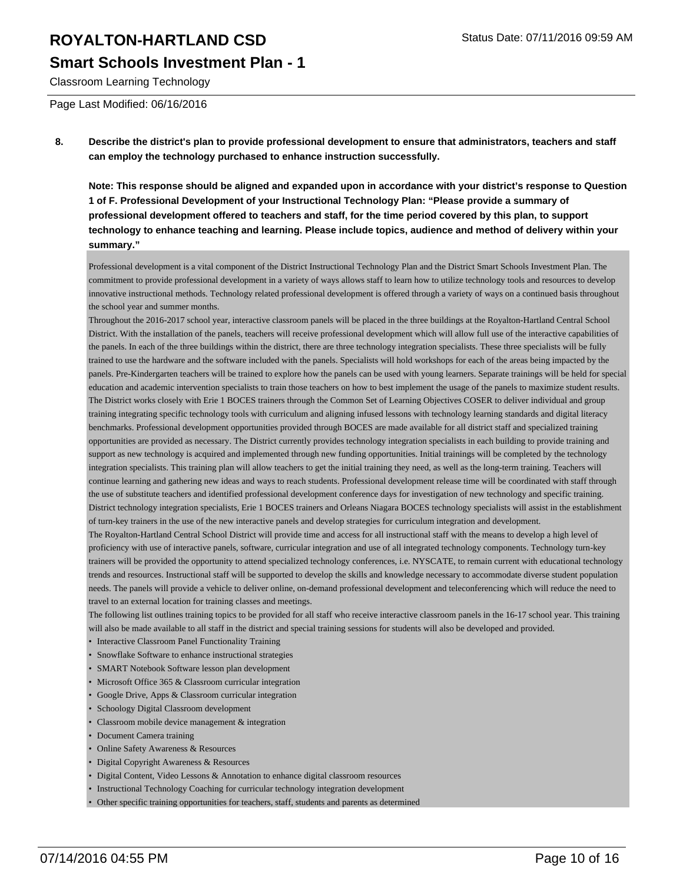# ROYALTON-HARTLAND CSD

## Smart Schools Investment Plan - 1

Classroom Learning Technology

Page Last Modified: 06/16/2016

**8. Describe the district's plan to provide professional development to ensure that administrators, teachers and staff can employ the technology purchased to enhance instruction successfully.**

**Note: This response should be aligned and expanded upon in accordance with your district's response to Question 1 of F. Professional Development of your Instructional Technology Plan: "Please provide a summary of professional development offered to teachers and staff, for the time period covered by this plan, to support technology to enhance teaching and learning. Please include topics, audience and method of delivery within your summary."**

Professional development is a vital component of the District Instructional Technology Plan and the District Smart Schools Investment Plan. The commitment to provide professional development in a variety of ways allows staff to learn how to utilize technology tools and resources to develop innovative instructional methods. Technology related professional development is offered through a variety of ways on a continued basis throughout the school year and summer months.

Throughout the 2016-2017 school year, interactive classroom panels will be placed in the three buildings at the Royalton-Hartland Central School District. With the installation of the panels, teachers will receive professional development which will allow full use of the interactive capabilities of the panels. In each of the three buildings within the district, there are three technology integration specialists. These three specialists will be fully trained to use the hardware and the software included with the panels. Specialists will hold workshops for each of the areas being impacted by the panels. Pre-Kindergarten teachers will be trained to explore how the panels can be used with young learners. Separate trainings will be held for special education and academic intervention specialists to train those teachers on how to best implement the usage of the panels to maximize student results. The District works closely with Erie 1 BOCES trainers through the Common Set of Learning Objectives COSER to deliver individual and group training integrating specific technology tools with curriculum and aligning infused lessons with technology learning standards and digital literacy benchmarks. Professional development opportunities provided through BOCES are made available for all district staff and specialized training opportunities are provided as necessary. The District currently provides technology integration specialists in each building to provide training and support as new technology is acquired and implemented through new funding opportunities. Initial trainings will be completed by the technology integration specialists. This training plan will allow teachers to get the initial training they need, as well as the long-term training. Teachers will continue learning and gathering new ideas and ways to reach students. Professional development release time will be coordinated with staff through the use of substitute teachers and identified professional development conference days for investigation of new technology and specific training. District technology integration specialists, Erie 1 BOCES trainers and Orleans Niagara BOCES technology specialists will assist in the establishment of turn-key trainers in the use of the new interactive panels and develop strategies for curriculum integration and development.

The Royalton-Hartland Central School District will provide time and access for all instructional staff with the means to develop a high level of proficiency with use of interactive panels, software, curricular integration and use of all integrated technology components. Technology turn-key trainers will be provided the opportunity to attend specialized technology conferences, i.e. NYSCATE, to remain current with educational technology trends and resources. Instructional staff will be supported to develop the skills and knowledge necessary to accommodate diverse student population needs. The panels will provide a vehicle to deliver online, on-demand professional development and teleconferencing which will reduce the need to travel to an external location for training classes and meetings.

The following list outlines training topics to be provided for all staff who receive interactive classroom panels in the 16-17 school year. This training will also be made available to all staff in the district and special training sessions for students will also be developed and provided.

- Interactive Classroom Panel Functionality Training
- Snowflake Software to enhance instructional strategies
- SMART Notebook Software lesson plan development
- Microsoft Office 365 & Classroom curricular integration
- Google Drive, Apps & Classroom curricular integration
- Schoology Digital Classroom development
- Classroom mobile device management & integration
- Document Camera training
- Online Safety Awareness & Resources
- Digital Copyright Awareness & Resources
- Digital Content, Video Lessons & Annotation to enhance digital classroom resources
- Instructional Technology Coaching for curricular technology integration development
- Other specific training opportunities for teachers, staff, students and parents as determined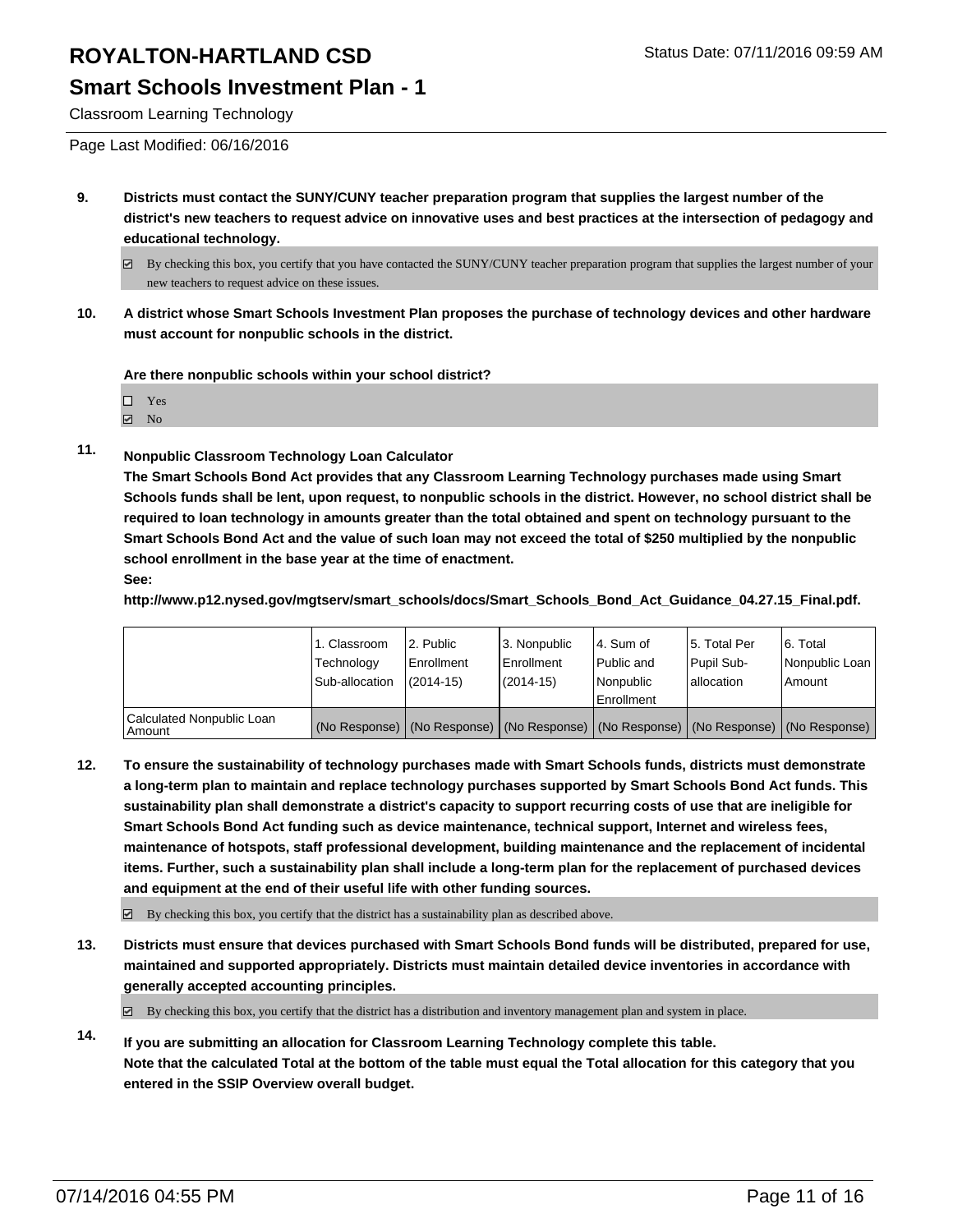# ROYALTON-HARTLAND CSD

Status Date: 07/11/2016 09:59 AM

## Smart Schools Investment Plan - 1

Classroom Learning Technology

Page Last Modified: 06/16/2016

**9. Districts must contact the SUNY/CUNY teacher preparation program that supplies the largest number of the district's new teachers to request advice on innovative uses and best practices at the intersection of pedagogy and educational technology.**

☑ By checking this box, you certify that you have contacted the SUNY/CUNY teacher preparation program that supplies the largest number of your new teachers to request advice on these issues.

**10. A district whose Smart Schools Investment Plan proposes the purchase of technology devices and other hardware must account for nonpublic schools in the district.**

**Are there nonpublic schools within your school district?**

☐ Yes
☑ No

**11. Nonpublic Classroom Technology Loan Calculator**

**The Smart Schools Bond Act provides that any Classroom Learning Technology purchases made using Smart Schools funds shall be lent, upon request, to nonpublic schools in the district. However, no school district shall be required to loan technology in amounts greater than the total obtained and spent on technology pursuant to the Smart Schools Bond Act and the value of such loan may not exceed the total of $250 multiplied by the nonpublic school enrollment in the base year at the time of enactment.**

**See:**

**http://www.p12.nysed.gov/mgtserv/smart_schools/docs/Smart_Schools_Bond_Act_Guidance_04.27.15_Final.pdf.**

| | 1. Classroom Technology Sub-allocation | 2. Public Enrollment (2014-15) | 3. Nonpublic Enrollment (2014-15) | 4. Sum of Public and Nonpublic Enrollment | 5. Total Per Pupil Sub-allocation | 6. Total Nonpublic Loan Amount |
|---|---|---|---|---|---|---|
| Calculated Nonpublic Loan Amount | (No Response) | (No Response) | (No Response) | (No Response) | (No Response) | (No Response) |

**12. To ensure the sustainability of technology purchases made with Smart Schools funds, districts must demonstrate a long-term plan to maintain and replace technology purchases supported by Smart Schools Bond Act funds. This sustainability plan shall demonstrate a district's capacity to support recurring costs of use that are ineligible for Smart Schools Bond Act funding such as device maintenance, technical support, Internet and wireless fees, maintenance of hotspots, staff professional development, building maintenance and the replacement of incidental items. Further, such a sustainability plan shall include a long-term plan for the replacement of purchased devices and equipment at the end of their useful life with other funding sources.**

☑ By checking this box, you certify that the district has a sustainability plan as described above.

**13. Districts must ensure that devices purchased with Smart Schools Bond funds will be distributed, prepared for use, maintained and supported appropriately. Districts must maintain detailed device inventories in accordance with generally accepted accounting principles.**

☑ By checking this box, you certify that the district has a distribution and inventory management plan and system in place.

**14. If you are submitting an allocation for Classroom Learning Technology complete this table.**
**Note that the calculated Total at the bottom of the table must equal the Total allocation for this category that you entered in the SSIP Overview overall budget.**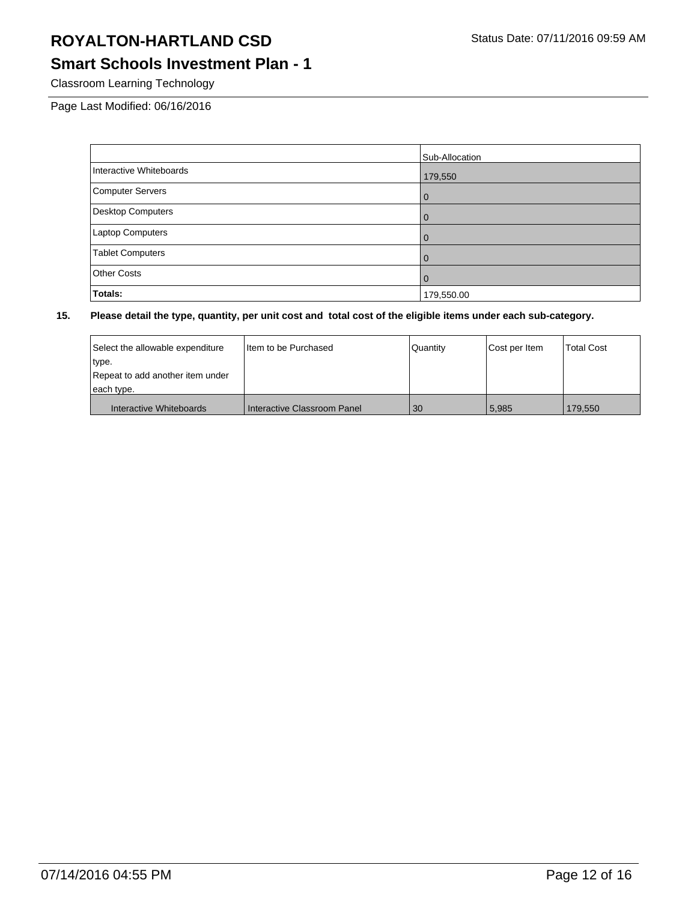# ROYALTON-HARTLAND CSD

Status Date: 07/11/2016 09:59 AM

## Smart Schools Investment Plan - 1

Classroom Learning Technology

Page Last Modified: 06/16/2016

| | Sub-Allocation |
|---|---|
| Interactive Whiteboards | 179,550 |
| Computer Servers | 0 |
| Desktop Computers | 0 |
| Laptop Computers | 0 |
| Tablet Computers | 0 |
| Other Costs | 0 |
| **Totals:** | 179,550.00 |

**15. Please detail the type, quantity, per unit cost and total cost of the eligible items under each sub-category.**

| Select the allowable expenditure type. Repeat to add another item under each type. | Item to be Purchased | Quantity | Cost per Item | Total Cost |
|---|---|---|---|---|
| Interactive Whiteboards | Interactive Classroom Panel | 30 | 5,985 | 179,550 |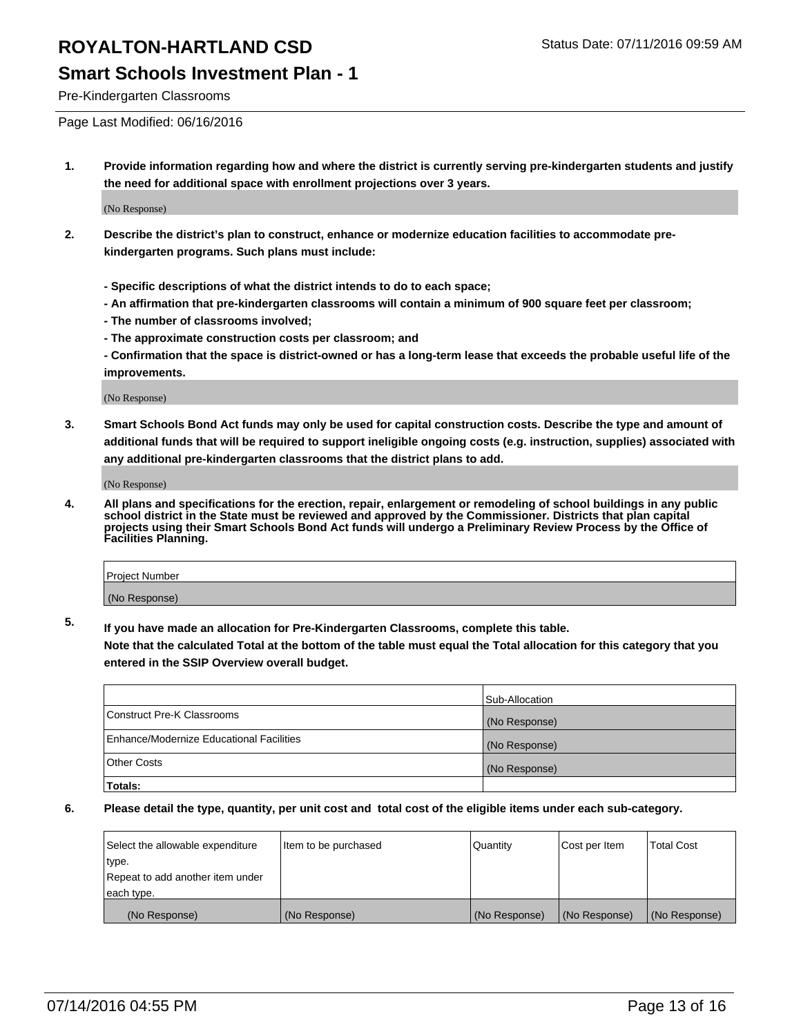# ROYALTON-HARTLAND CSD

Status Date: 07/11/2016 09:59 AM

## Smart Schools Investment Plan - 1

Pre-Kindergarten Classrooms

Page Last Modified: 06/16/2016

**1. Provide information regarding how and where the district is currently serving pre-kindergarten students and justify the need for additional space with enrollment projections over 3 years.**

(No Response)

**2. Describe the district's plan to construct, enhance or modernize education facilities to accommodate pre-kindergarten programs. Such plans must include:**

**- Specific descriptions of what the district intends to do to each space;**

**- An affirmation that pre-kindergarten classrooms will contain a minimum of 900 square feet per classroom;**

**- The number of classrooms involved;**

**- The approximate construction costs per classroom; and**

**- Confirmation that the space is district-owned or has a long-term lease that exceeds the probable useful life of the improvements.**

(No Response)

**3. Smart Schools Bond Act funds may only be used for capital construction costs. Describe the type and amount of additional funds that will be required to support ineligible ongoing costs (e.g. instruction, supplies) associated with any additional pre-kindergarten classrooms that the district plans to add.**

(No Response)

**4. All plans and specifications for the erection, repair, enlargement or remodeling of school buildings in any public school district in the State must be reviewed and approved by the Commissioner. Districts that plan capital projects using their Smart Schools Bond Act funds will undergo a Preliminary Review Process by the Office of Facilities Planning.**

| Project Number |
|---|
| (No Response) |

**5. If you have made an allocation for Pre-Kindergarten Classrooms, complete this table.**

**Note that the calculated Total at the bottom of the table must equal the Total allocation for this category that you entered in the SSIP Overview overall budget.**

| | Sub-Allocation |
|---|---|
| Construct Pre-K Classrooms | (No Response) |
| Enhance/Modernize Educational Facilities | (No Response) |
| Other Costs | (No Response) |
| **Totals:** | |

**6. Please detail the type, quantity, per unit cost and total cost of the eligible items under each sub-category.**

| Select the allowable expenditure type. Repeat to add another item under each type. | Item to be purchased | Quantity | Cost per Item | Total Cost |
|---|---|---|---|---|
| (No Response) | (No Response) | (No Response) | (No Response) | (No Response) |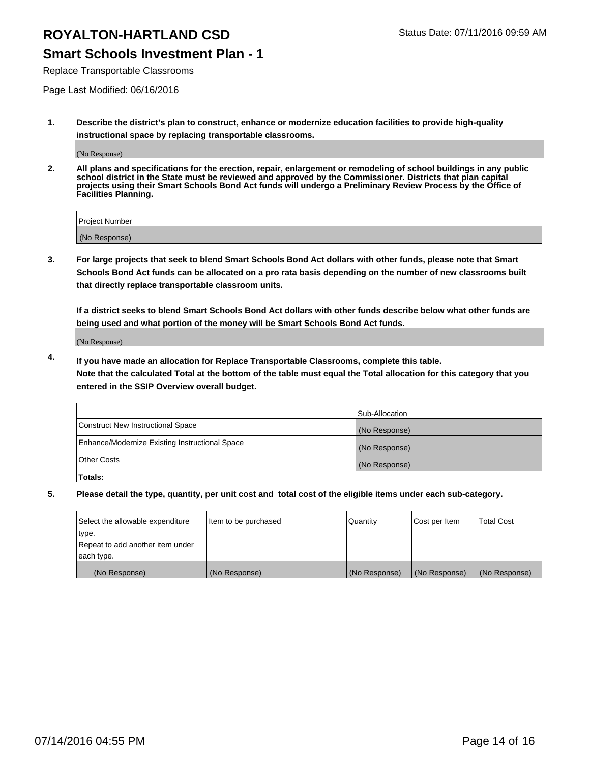# ROYALTON-HARTLAND CSD

Status Date: 07/11/2016 09:59 AM

## Smart Schools Investment Plan - 1

Replace Transportable Classrooms

Page Last Modified: 06/16/2016

**1. Describe the district's plan to construct, enhance or modernize education facilities to provide high-quality instructional space by replacing transportable classrooms.**

(No Response)

**2. All plans and specifications for the erection, repair, enlargement or remodeling of school buildings in any public school district in the State must be reviewed and approved by the Commissioner. Districts that plan capital projects using their Smart Schools Bond Act funds will undergo a Preliminary Review Process by the Office of Facilities Planning.**

| Project Number |
|---|
| (No Response) |

**3. For large projects that seek to blend Smart Schools Bond Act dollars with other funds, please note that Smart Schools Bond Act funds can be allocated on a pro rata basis depending on the number of new classrooms built that directly replace transportable classroom units.**

**If a district seeks to blend Smart Schools Bond Act dollars with other funds describe below what other funds are being used and what portion of the money will be Smart Schools Bond Act funds.**

(No Response)

**4. If you have made an allocation for Replace Transportable Classrooms, complete this table. Note that the calculated Total at the bottom of the table must equal the Total allocation for this category that you entered in the SSIP Overview overall budget.**

| | Sub-Allocation |
|---|---|
| Construct New Instructional Space | (No Response) |
| Enhance/Modernize Existing Instructional Space | (No Response) |
| Other Costs | (No Response) |
| **Totals:** | |

**5. Please detail the type, quantity, per unit cost and total cost of the eligible items under each sub-category.**

| Select the allowable expenditure type. Repeat to add another item under each type. | Item to be purchased | Quantity | Cost per Item | Total Cost |
|---|---|---|---|---|
| (No Response) | (No Response) | (No Response) | (No Response) | (No Response) |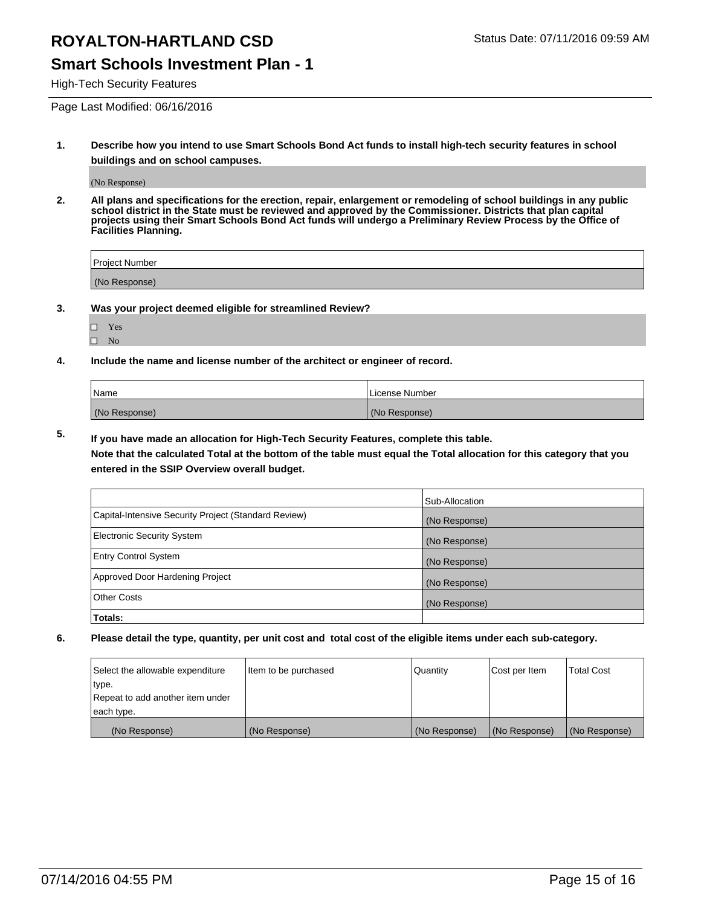# ROYALTON-HARTLAND CSD

Status Date: 07/11/2016 09:59 AM

## Smart Schools Investment Plan - 1

High-Tech Security Features

Page Last Modified: 06/16/2016

**1. Describe how you intend to use Smart Schools Bond Act funds to install high-tech security features in school buildings and on school campuses.**

(No Response)

**2. All plans and specifications for the erection, repair, enlargement or remodeling of school buildings in any public school district in the State must be reviewed and approved by the Commissioner. Districts that plan capital projects using their Smart Schools Bond Act funds will undergo a Preliminary Review Process by the Office of Facilities Planning.**

| Project Number |
|---|
| (No Response) |

**3. Was your project deemed eligible for streamlined Review?**

- ☐ Yes
- ☐ No

**4. Include the name and license number of the architect or engineer of record.**

| Name | License Number |
|---|---|
| (No Response) | (No Response) |

**5. If you have made an allocation for High-Tech Security Features, complete this table.**
**Note that the calculated Total at the bottom of the table must equal the Total allocation for this category that you entered in the SSIP Overview overall budget.**

| | Sub-Allocation |
|---|---|
| Capital-Intensive Security Project (Standard Review) | (No Response) |
| Electronic Security System | (No Response) |
| Entry Control System | (No Response) |
| Approved Door Hardening Project | (No Response) |
| Other Costs | (No Response) |
| **Totals:** | |

**6. Please detail the type, quantity, per unit cost and total cost of the eligible items under each sub-category.**

| Select the allowable expenditure type. Repeat to add another item under each type. | Item to be purchased | Quantity | Cost per Item | Total Cost |
|---|---|---|---|---|
| (No Response) | (No Response) | (No Response) | (No Response) | (No Response) |

07/14/2016 04:55 PM